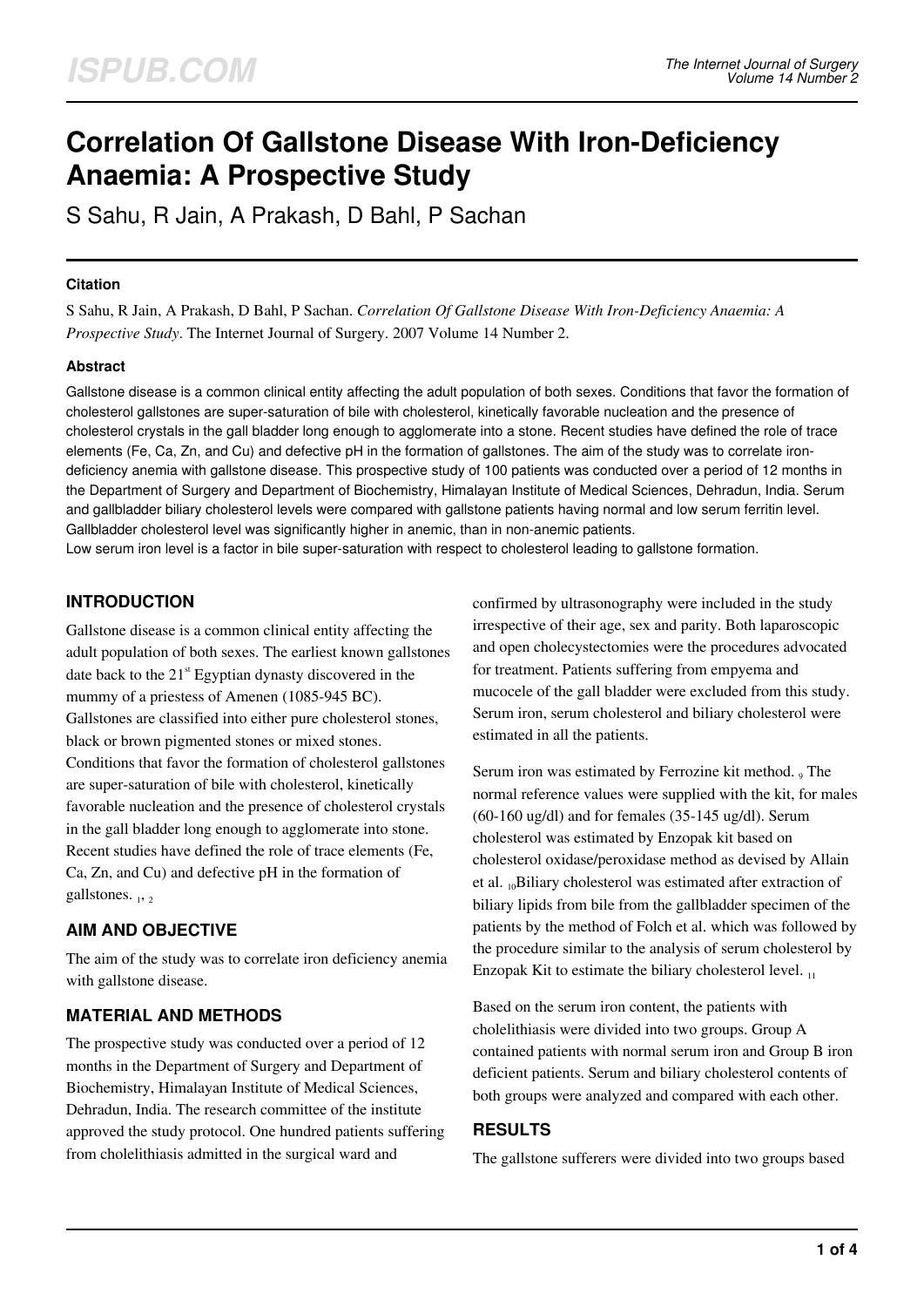# Correlation Of Gallstone Disease With Iron-Deficiency Anaemia: A Prospective Study

S Sahu, R Jain, A Prakash, D Bahl, P Sachan

### Citation

S Sahu, R Jain, A Prakash, D Bahl, P Sachan. *Correlation Of Gallstone Disease With Iron-Deficiency Anaemia: A Prospective Study*. The Internet Journal of Surgery. 2007 Volume 14 Number 2.

### Abstract

Gallstone disease is a common clinical entity affecting the adult population of both sexes. Conditions that favor the formation of cholesterol gallstones are super-saturation of bile with cholesterol, kinetically favorable nucleation and the presence of cholesterol crystals in the gall bladder long enough to agglomerate into a stone. Recent studies have defined the role of trace elements (Fe, Ca, Zn, and Cu) and defective pH in the formation of gallstones. The aim of the study was to correlate iron-deficiency anemia with gallstone disease. This prospective study of 100 patients was conducted over a period of 12 months in the Department of Surgery and Department of Biochemistry, Himalayan Institute of Medical Sciences, Dehradun, India. Serum and gallbladder biliary cholesterol levels were compared with gallstone patients having normal and low serum ferritin level. Gallbladder cholesterol level was significantly higher in anemic, than in non-anemic patients.

Low serum iron level is a factor in bile super-saturation with respect to cholesterol leading to gallstone formation.

## INTRODUCTION

Gallstone disease is a common clinical entity affecting the adult population of both sexes. The earliest known gallstones date back to the 21st Egyptian dynasty discovered in the mummy of a priestess of Amenen (1085-945 BC). Gallstones are classified into either pure cholesterol stones, black or brown pigmented stones or mixed stones. Conditions that favor the formation of cholesterol gallstones are super-saturation of bile with cholesterol, kinetically favorable nucleation and the presence of cholesterol crystals in the gall bladder long enough to agglomerate into stone. Recent studies have defined the role of trace elements (Fe, Ca, Zn, and Cu) and defective pH in the formation of gallstones. [1, 2]

## AIM AND OBJECTIVE

The aim of the study was to correlate iron deficiency anemia with gallstone disease.

## MATERIAL AND METHODS

The prospective study was conducted over a period of 12 months in the Department of Surgery and Department of Biochemistry, Himalayan Institute of Medical Sciences, Dehradun, India. The research committee of the institute approved the study protocol. One hundred patients suffering from cholelithiasis admitted in the surgical ward and confirmed by ultrasonography were included in the study irrespective of their age, sex and parity. Both laparoscopic and open cholecystectomies were the procedures advocated for treatment. Patients suffering from empyema and mucocele of the gall bladder were excluded from this study. Serum iron, serum cholesterol and biliary cholesterol were estimated in all the patients.

Serum iron was estimated by Ferrozine kit method. [9] The normal reference values were supplied with the kit, for males (60-160 ug/dl) and for females (35-145 ug/dl). Serum cholesterol was estimated by Enzopak kit based on cholesterol oxidase/peroxidase method as devised by Allain et al. [10] Biliary cholesterol was estimated after extraction of biliary lipids from bile from the gallbladder specimen of the patients by the method of Folch et al. which was followed by the procedure similar to the analysis of serum cholesterol by Enzopak Kit to estimate the biliary cholesterol level. [11]

Based on the serum iron content, the patients with cholelithiasis were divided into two groups. Group A contained patients with normal serum iron and Group B iron deficient patients. Serum and biliary cholesterol contents of both groups were analyzed and compared with each other.

## RESULTS

The gallstone sufferers were divided into two groups based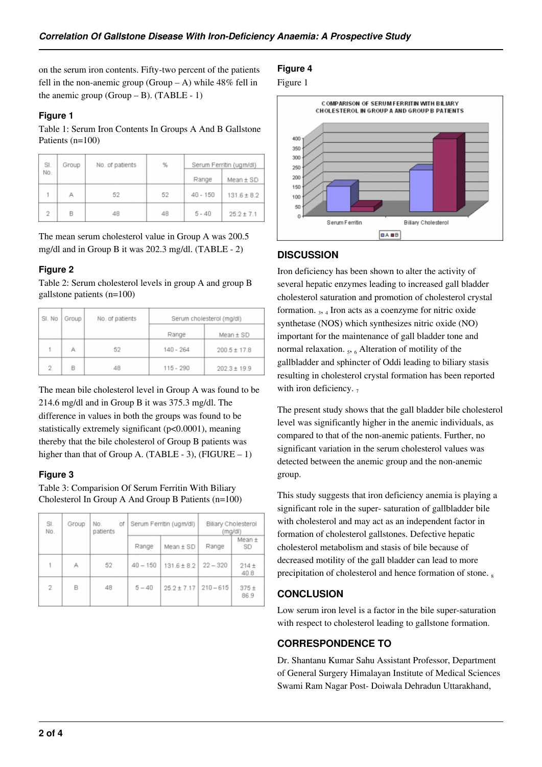on the serum iron contents. Fifty-two percent of the patients fell in the non-anemic group (Group – A) while 48% fell in the anemic group (Group – B). (TABLE - 1)

### Figure 1

Table 1: Serum Iron Contents In Groups A And B Gallstone Patients (n=100)

| Sl. No. | Group | No. of patients | % | Serum Ferritin (ugm/dl) | |
|---|---|---|---|---|---|
| | | | | Range | Mean ± SD |
| 1 | A | 52 | 52 | 40 - 150 | 131.6 ± 8.2 |
| 2 | B | 48 | 48 | 5 - 40 | 25.2 ± 7.1 |

The mean serum cholesterol value in Group A was 200.5 mg/dl and in Group B it was 202.3 mg/dl. (TABLE - 2)

### Figure 2

Table 2: Serum cholesterol levels in group A and group B gallstone patients (n=100)

| Sl. No | Group | No. of patients | Serum cholesterol (mg/dl) | |
|---|---|---|---|---|
| | | | Range | Mean ± SD |
| 1 | A | 52 | 140 - 264 | 200.5 ± 17.8 |
| 2 | B | 48 | 115 - 290 | 202.3 ± 19.9 |

The mean bile cholesterol level in Group A was found to be 214.6 mg/dl and in Group B it was 375.3 mg/dl. The difference in values in both the groups was found to be statistically extremely significant ($p<0.0001$), meaning thereby that the bile cholesterol of Group B patients was higher than that of Group A. (TABLE - 3), (FIGURE – 1)

### Figure 3

Table 3: Comparision Of Serum Ferritin With Biliary Cholesterol In Group A And Group B Patients (n=100)

| Sl. No. | Group | No. of patients | Serum Ferritin (ugm/dl) | | Biliary Cholesterol (mg/dl) | |
|---|---|---|---|---|---|---|
| | | | Range | Mean ± SD | Range | Mean ± SD |
| 1 | A | 52 | 40 – 150 | 131.6 ± 8.2 | 22 – 320 | 214 ± 40.8 |
| 2 | B | 48 | 5 – 40 | 25.2 ± 7.17 | 210 – 615 | 375 ± 86.9 |

### Figure 4

Figure 1

COMPARISON OF SERUM FERRITIN WITH BILIARY CHOLESTEROL IN GROUP A AND GROUP B PATIENTS

## DISCUSSION

Iron deficiency has been shown to alter the activity of several hepatic enzymes leading to increased gall bladder cholesterol saturation and promotion of cholesterol crystal formation. [3, 4] Iron acts as a coenzyme for nitric oxide synthetase (NOS) which synthesizes nitric oxide (NO) important for the maintenance of gall bladder tone and normal relaxation. [5, 6] Alteration of motility of the gallbladder and sphincter of Oddi leading to biliary stasis resulting in cholesterol crystal formation has been reported with iron deficiency. [7]

The present study shows that the gall bladder bile cholesterol level was significantly higher in the anemic individuals, as compared to that of the non-anemic patients. Further, no significant variation in the serum cholesterol values was detected between the anemic group and the non-anemic group.

This study suggests that iron deficiency anemia is playing a significant role in the super- saturation of gallbladder bile with cholesterol and may act as an independent factor in formation of cholesterol gallstones. Defective hepatic cholesterol metabolism and stasis of bile because of decreased motility of the gall bladder can lead to more precipitation of cholesterol and hence formation of stone. [8]

## CONCLUSION

Low serum iron level is a factor in the bile super-saturation with respect to cholesterol leading to gallstone formation.

## CORRESPONDENCE TO

Dr. Shantanu Kumar Sahu Assistant Professor, Department of General Surgery Himalayan Institute of Medical Sciences Swami Ram Nagar Post- Doiwala Dehradun Uttarakhand,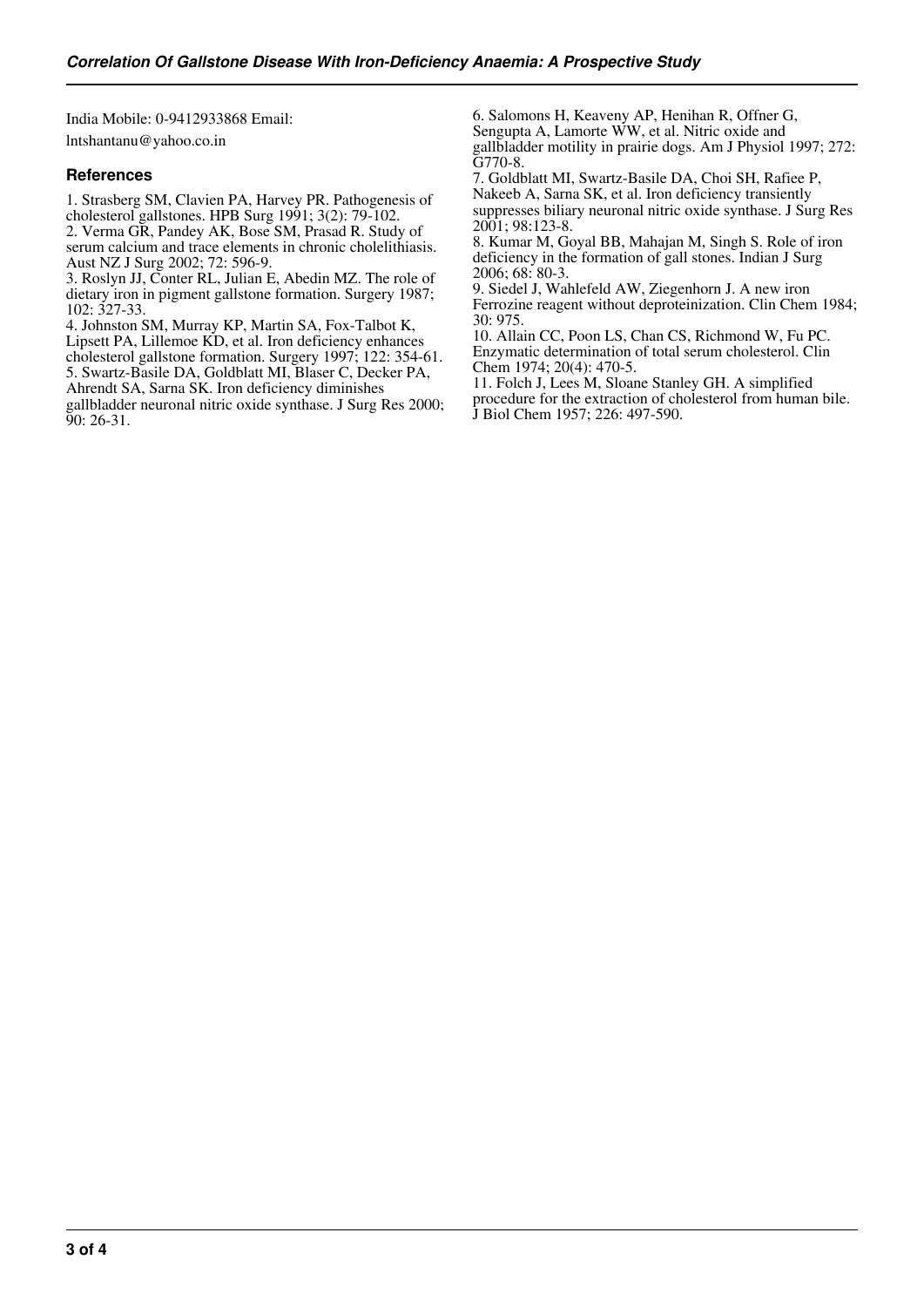India Mobile: 0-9412933868 Email: lntshantanu@yahoo.co.in

### References

1. Strasberg SM, Clavien PA, Harvey PR. Pathogenesis of cholesterol gallstones. HPB Surg 1991; 3(2): 79-102.
2. Verma GR, Pandey AK, Bose SM, Prasad R. Study of serum calcium and trace elements in chronic cholelithiasis. Aust NZ J Surg 2002; 72: 596-9.
3. Roslyn JJ, Conter RL, Julian E, Abedin MZ. The role of dietary iron in pigment gallstone formation. Surgery 1987; 102: 327-33.
4. Johnston SM, Murray KP, Martin SA, Fox-Talbot K, Lipsett PA, Lillemoe KD, et al. Iron deficiency enhances cholesterol gallstone formation. Surgery 1997; 122: 354-61.
5. Swartz-Basile DA, Goldblatt MI, Blaser C, Decker PA, Ahrendt SA, Sarna SK. Iron deficiency diminishes gallbladder neuronal nitric oxide synthase. J Surg Res 2000; 90: 26-31.
6. Salomons H, Keaveny AP, Henihan R, Offner G, Sengupta A, Lamorte WW, et al. Nitric oxide and gallbladder motility in prairie dogs. Am J Physiol 1997; 272: G770-8.
7. Goldblatt MI, Swartz-Basile DA, Choi SH, Rafiee P, Nakeeb A, Sarna SK, et al. Iron deficiency transiently suppresses biliary neuronal nitric oxide synthase. J Surg Res 2001; 98:123-8.
8. Kumar M, Goyal BB, Mahajan M, Singh S. Role of iron deficiency in the formation of gall stones. Indian J Surg 2006; 68: 80-3.
9. Siedel J, Wahlefeld AW, Ziegenhorn J. A new iron Ferrozine reagent without deproteinization. Clin Chem 1984; 30: 975.
10. Allain CC, Poon LS, Chan CS, Richmond W, Fu PC. Enzymatic determination of total serum cholesterol. Clin Chem 1974; 20(4): 470-5.
11. Folch J, Lees M, Sloane Stanley GH. A simplified procedure for the extraction of cholesterol from human bile. J Biol Chem 1957; 226: 497-590.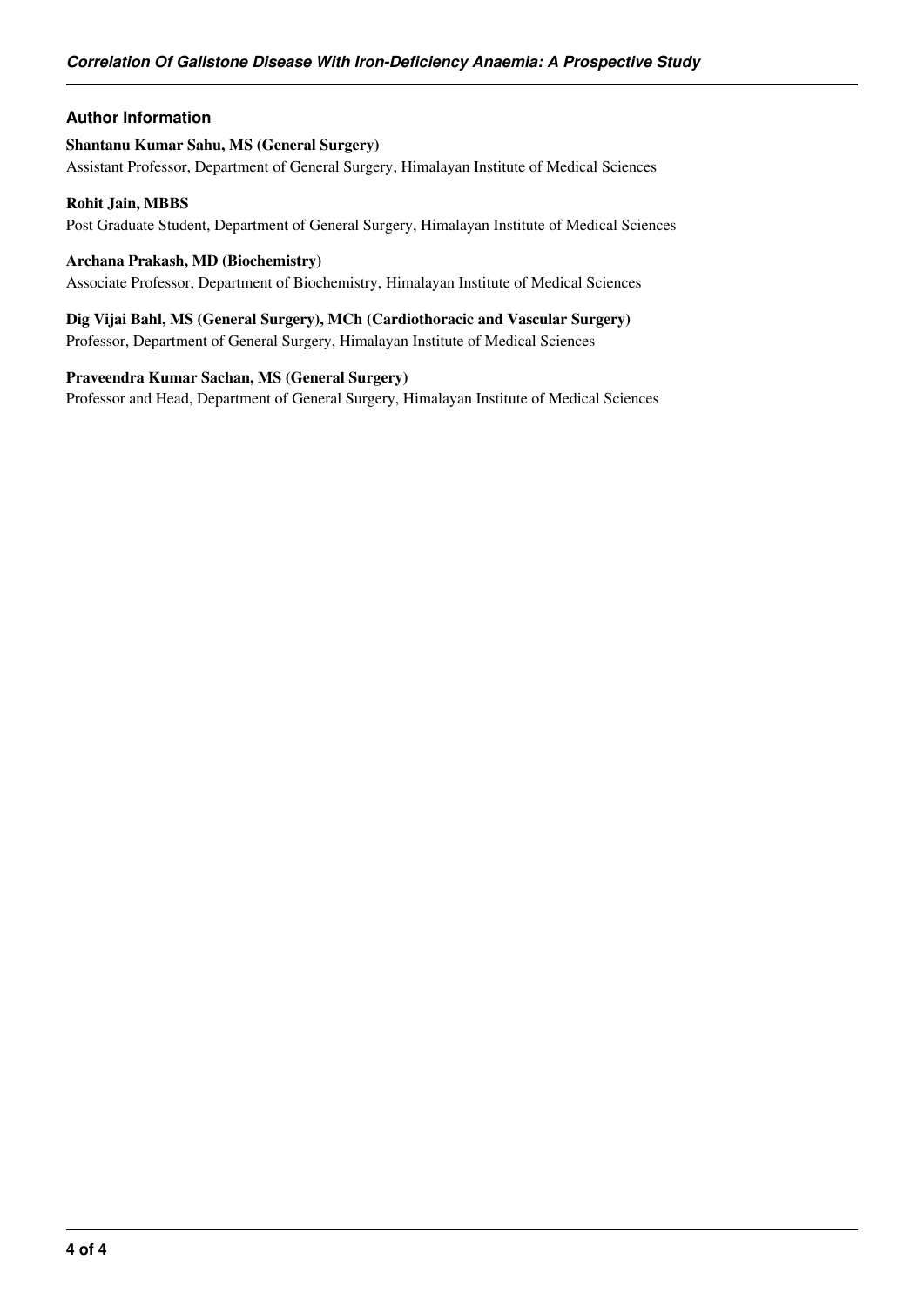## Author Information

**Shantanu Kumar Sahu, MS (General Surgery)**
Assistant Professor, Department of General Surgery, Himalayan Institute of Medical Sciences

**Rohit Jain, MBBS**
Post Graduate Student, Department of General Surgery, Himalayan Institute of Medical Sciences

**Archana Prakash, MD (Biochemistry)**
Associate Professor, Department of Biochemistry, Himalayan Institute of Medical Sciences

**Dig Vijai Bahl, MS (General Surgery), MCh (Cardiothoracic and Vascular Surgery)**
Professor, Department of General Surgery, Himalayan Institute of Medical Sciences

**Praveendra Kumar Sachan, MS (General Surgery)**
Professor and Head, Department of General Surgery, Himalayan Institute of Medical Sciences